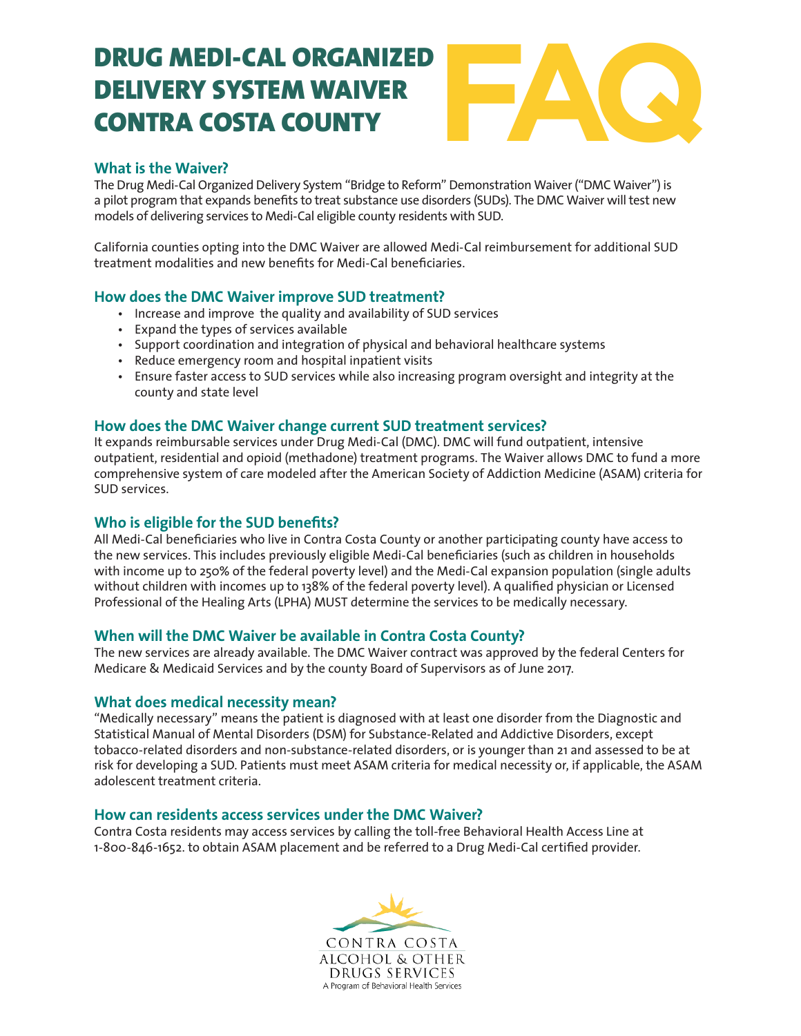# DRUG MEDI-CAL ORGANIZED DELIVERY SYSTEM WAIVER CONTRA COSTA COUNTY FAQ

### What is the Waiver?

The Drug Medi-Cal Organized Delivery System "Bridge to Reform" Demonstration Waiver ("DMC Waiver") is a pilot program that expands benefits to treat substance use disorders (SUDs). The DMC Waiver will test new models of delivering services to Medi-Cal eligible county residents with SUD.

California counties opting into the DMC Waiver are allowed Medi-Cal reimbursement for additional SUD treatment modalities and new benefits for Medi-Cal beneficiaries.

### How does the DMC Waiver improve SUD treatment?

- Increase and improve the quality and availability of SUD services
- Expand the types of services available
- Support coordination and integration of physical and behavioral healthcare systems
- Reduce emergency room and hospital inpatient visits
- Ensure faster access to SUD services while also increasing program oversight and integrity at the county and state level

### How does the DMC Waiver change current SUD treatment services?

It expands reimbursable services under Drug Medi-Cal (DMC). DMC will fund outpatient, intensive outpatient, residential and opioid (methadone) treatment programs. The Waiver allows DMC to fund a more comprehensive system of care modeled after the American Society of Addiction Medicine (ASAM) criteria for SUD services.

### Who is eligible for the SUD benefits?

All Medi-Cal beneficiaries who live in Contra Costa County or another participating county have access to the new services. This includes previously eligible Medi-Cal beneficiaries (such as children in households with income up to 250% of the federal poverty level) and the Medi-Cal expansion population (single adults without children with incomes up to 138% of the federal poverty level). A qualified physician or Licensed Professional of the Healing Arts (LPHA) MUST determine the services to be medically necessary.

### When will the DMC Waiver be available in Contra Costa County?

The new services are already available. The DMC Waiver contract was approved by the federal Centers for Medicare & Medicaid Services and by the county Board of Supervisors as of June 2017.

### What does medical necessity mean?

"Medically necessary" means the patient is diagnosed with at least one disorder from the Diagnostic and Statistical Manual of Mental Disorders (DSM) for Substance-Related and Addictive Disorders, except tobacco-related disorders and non-substance-related disorders, or is younger than 21 and assessed to be at risk for developing a SUD. Patients must meet ASAM criteria for medical necessity or, if applicable, the ASAM adolescent treatment criteria.

### How can residents access services under the DMC Waiver?

Contra Costa residents may access services by calling the toll-free Behavioral Health Access Line at 1-800-846-1652. to obtain ASAM placement and be referred to a Drug Medi-Cal certified provider.

CONTRA COSTA
ALCOHOL & OTHER
DRUGS SERVICES
A Program of Behavioral Health Services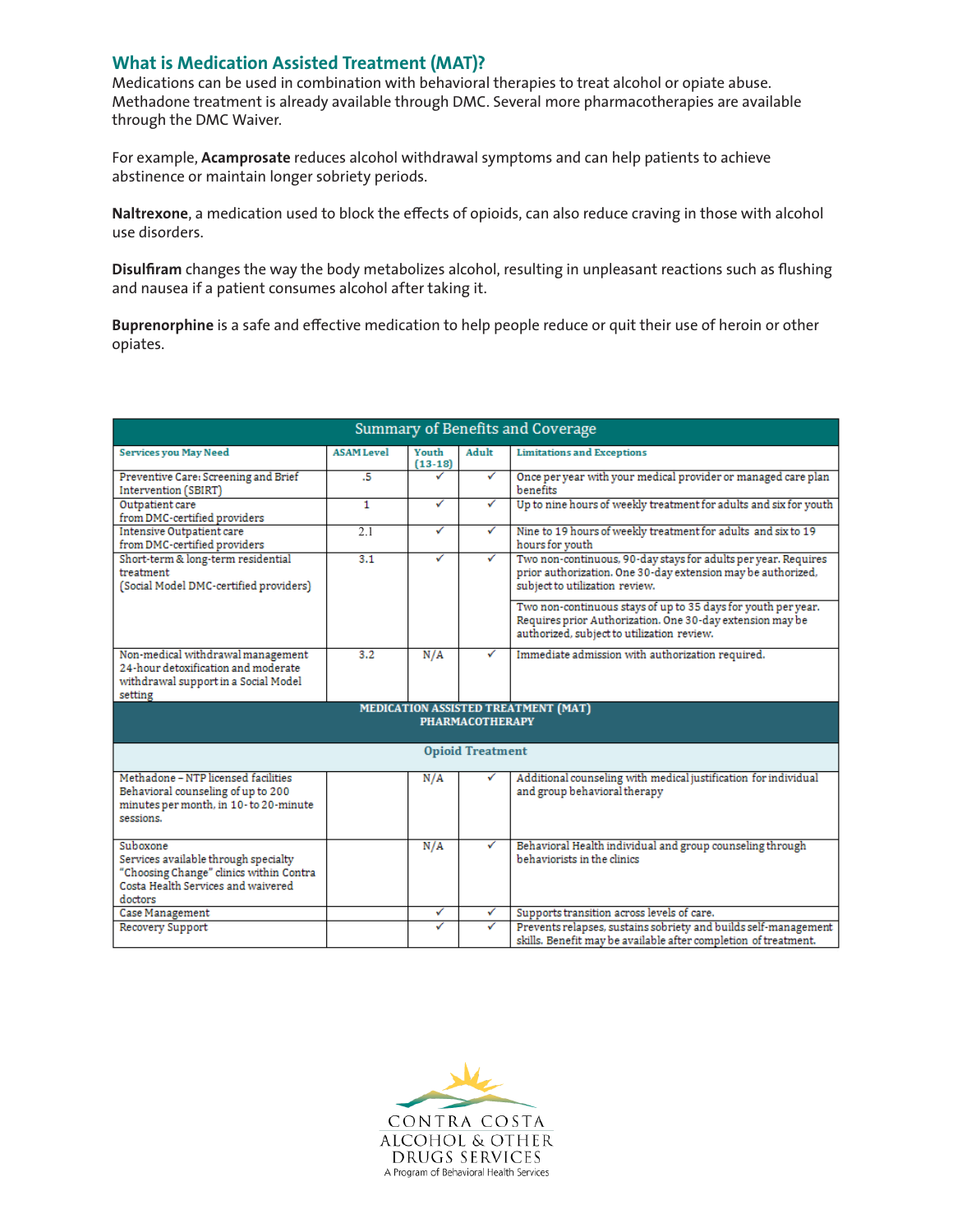## What is Medication Assisted Treatment (MAT)?

Medications can be used in combination with behavioral therapies to treat alcohol or opiate abuse. Methadone treatment is already available through DMC. Several more pharmacotherapies are available through the DMC Waiver.

For example, **Acamprosate** reduces alcohol withdrawal symptoms and can help patients to achieve abstinence or maintain longer sobriety periods.

**Naltrexone**, a medication used to block the effects of opioids, can also reduce craving in those with alcohol use disorders.

**Disulfiram** changes the way the body metabolizes alcohol, resulting in unpleasant reactions such as flushing and nausea if a patient consumes alcohol after taking it.

**Buprenorphine** is a safe and effective medication to help people reduce or quit their use of heroin or other opiates.

| Summary of Benefits and Coverage | | | | |
|---|---|---|---|---|
| **Services you May Need** | **ASAM Level** | **Youth (13-18)** | **Adult** | **Limitations and Exceptions** |
| Preventive Care: Screening and Brief Intervention (SBIRT) | .5 | ✓ | ✓ | Once per year with your medical provider or managed care plan benefits |
| Outpatient care from DMC-certified providers | 1 | ✓ | ✓ | Up to nine hours of weekly treatment for adults and six for youth |
| Intensive Outpatient care from DMC-certified providers | 2.1 | ✓ | ✓ | Nine to 19 hours of weekly treatment for adults and six to 19 hours for youth |
| Short-term & long-term residential treatment (Social Model DMC-certified providers) | 3.1 | ✓ | ✓ | Two non-continuous, 90-day stays for adults per year. Requires prior authorization. One 30-day extension may be authorized, subject to utilization review. <br> Two non-continuous stays of up to 35 days for youth per year. Requires prior Authorization. One 30-day extension may be authorized, subject to utilization review. |
| Non-medical withdrawal management 24-hour detoxification and moderate withdrawal support in a Social Model setting | 3.2 | N/A | ✓ | Immediate admission with authorization required. |
| **MEDICATION ASSISTED TREATMENT (MAT) PHARMACOTHERAPY** | | | | |
| **Opioid Treatment** | | | | |
| Methadone – NTP licensed facilities Behavioral counseling of up to 200 minutes per month, in 10- to 20-minute sessions. | | N/A | ✓ | Additional counseling with medical justification for individual and group behavioral therapy |
| Suboxone Services available through specialty "Choosing Change" clinics within Contra Costa Health Services and waivered doctors | | N/A | ✓ | Behavioral Health individual and group counseling through behaviorists in the clinics |
| Case Management | | ✓ | ✓ | Supports transition across levels of care. |
| Recovery Support | | ✓ | ✓ | Prevents relapses, sustains sobriety and builds self-management skills. Benefit may be available after completion of treatment. |

CONTRA COSTA
ALCOHOL & OTHER
DRUGS SERVICES
A Program of Behavioral Health Services